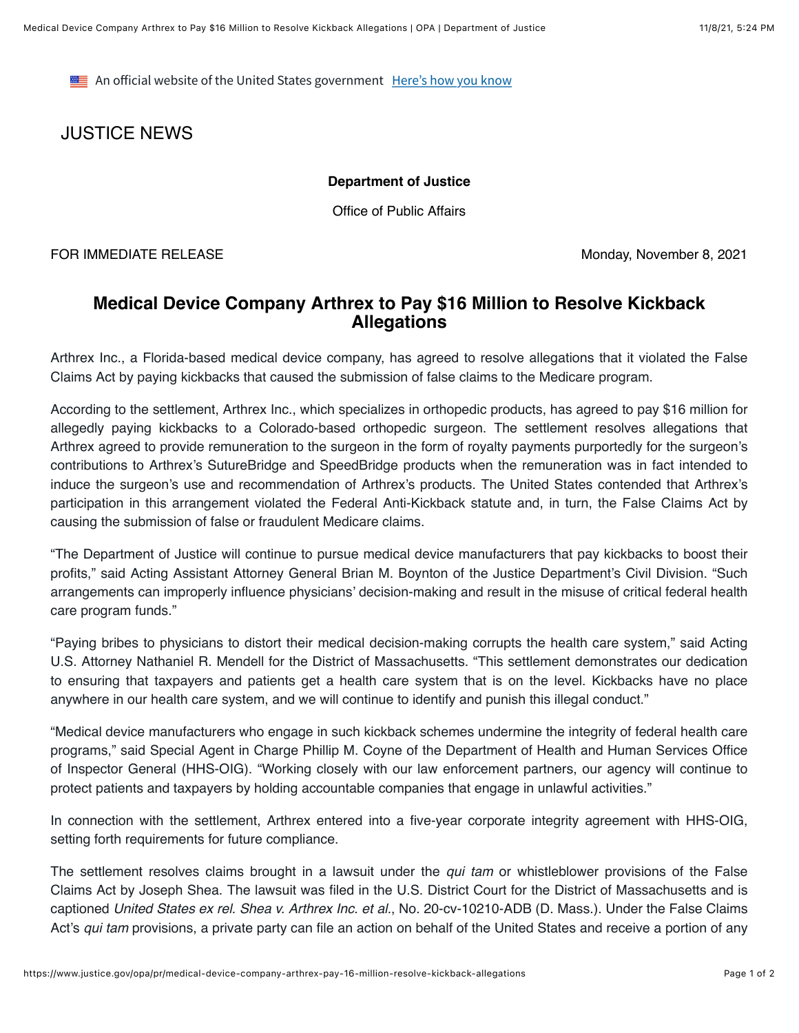An official website of the United States government Here's how you know

JUSTICE NEWS

**Department of Justice**

Office of Public Affairs

FOR IMMEDIATE RELEASE Monday, November 8, 2021

# Medical Device Company Arthrex to Pay $16 Million to Resolve Kickback Allegations

Arthrex Inc., a Florida-based medical device company, has agreed to resolve allegations that it violated the False Claims Act by paying kickbacks that caused the submission of false claims to the Medicare program.

According to the settlement, Arthrex Inc., which specializes in orthopedic products, has agreed to pay $16 million for allegedly paying kickbacks to a Colorado-based orthopedic surgeon. The settlement resolves allegations that Arthrex agreed to provide remuneration to the surgeon in the form of royalty payments purportedly for the surgeon's contributions to Arthrex's SutureBridge and SpeedBridge products when the remuneration was in fact intended to induce the surgeon's use and recommendation of Arthrex's products. The United States contended that Arthrex's participation in this arrangement violated the Federal Anti-Kickback statute and, in turn, the False Claims Act by causing the submission of false or fraudulent Medicare claims.

"The Department of Justice will continue to pursue medical device manufacturers that pay kickbacks to boost their profits," said Acting Assistant Attorney General Brian M. Boynton of the Justice Department's Civil Division. "Such arrangements can improperly influence physicians' decision-making and result in the misuse of critical federal health care program funds."

"Paying bribes to physicians to distort their medical decision-making corrupts the health care system," said Acting U.S. Attorney Nathaniel R. Mendell for the District of Massachusetts. "This settlement demonstrates our dedication to ensuring that taxpayers and patients get a health care system that is on the level. Kickbacks have no place anywhere in our health care system, and we will continue to identify and punish this illegal conduct."

"Medical device manufacturers who engage in such kickback schemes undermine the integrity of federal health care programs," said Special Agent in Charge Phillip M. Coyne of the Department of Health and Human Services Office of Inspector General (HHS-OIG). "Working closely with our law enforcement partners, our agency will continue to protect patients and taxpayers by holding accountable companies that engage in unlawful activities."

In connection with the settlement, Arthrex entered into a five-year corporate integrity agreement with HHS-OIG, setting forth requirements for future compliance.

The settlement resolves claims brought in a lawsuit under the *qui tam* or whistleblower provisions of the False Claims Act by Joseph Shea. The lawsuit was filed in the U.S. District Court for the District of Massachusetts and is captioned *United States ex rel. Shea v. Arthrex Inc. et al.*, No. 20-cv-10210-ADB (D. Mass.). Under the False Claims Act's *qui tam* provisions, a private party can file an action on behalf of the United States and receive a portion of any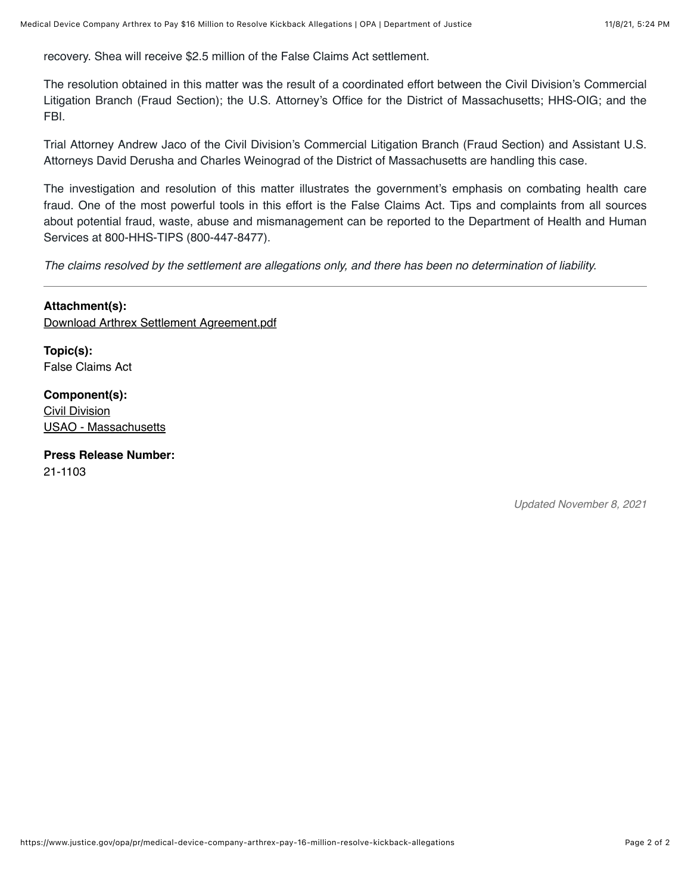recovery. Shea will receive $2.5 million of the False Claims Act settlement.

The resolution obtained in this matter was the result of a coordinated effort between the Civil Division's Commercial Litigation Branch (Fraud Section); the U.S. Attorney's Office for the District of Massachusetts; HHS-OIG; and the FBI.

Trial Attorney Andrew Jaco of the Civil Division's Commercial Litigation Branch (Fraud Section) and Assistant U.S. Attorneys David Derusha and Charles Weinograd of the District of Massachusetts are handling this case.

The investigation and resolution of this matter illustrates the government's emphasis on combating health care fraud. One of the most powerful tools in this effort is the False Claims Act. Tips and complaints from all sources about potential fraud, waste, abuse and mismanagement can be reported to the Department of Health and Human Services at 800-HHS-TIPS (800-447-8477).

*The claims resolved by the settlement are allegations only, and there has been no determination of liability.*

---

**Attachment(s):**
Download Arthrex Settlement Agreement.pdf

**Topic(s):**
False Claims Act

**Component(s):**
Civil Division
USAO - Massachusetts

**Press Release Number:**
21-1103

*Updated November 8, 2021*